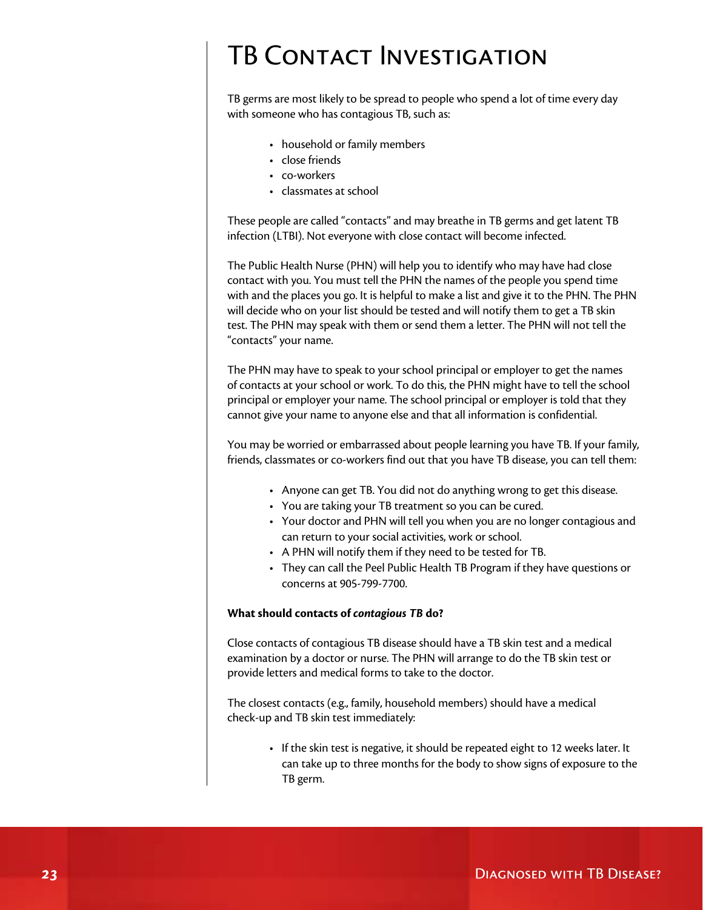# TB Contact Investigation

TB germs are most likely to be spread to people who spend a lot of time every day with someone who has contagious TB, such as:

- household or family members
- close friends
- co-workers
- classmates at school

These people are called "contacts" and may breathe in TB germs and get latent TB infection (LTBI). Not everyone with close contact will become infected.

The Public Health Nurse (PHN) will help you to identify who may have had close contact with you. You must tell the PHN the names of the people you spend time with and the places you go. It is helpful to make a list and give it to the PHN. The PHN will decide who on your list should be tested and will notify them to get a TB skin test. The PHN may speak with them or send them a letter. The PHN will not tell the "contacts" your name.

The PHN may have to speak to your school principal or employer to get the names of contacts at your school or work. To do this, the PHN might have to tell the school principal or employer your name. The school principal or employer is told that they cannot give your name to anyone else and that all information is confidential.

You may be worried or embarrassed about people learning you have TB. If your family, friends, classmates or co-workers find out that you have TB disease, you can tell them:

- Anyone can get TB. You did not do anything wrong to get this disease.
- You are taking your TB treatment so you can be cured.
- Your doctor and PHN will tell you when you are no longer contagious and can return to your social activities, work or school.
- A PHN will notify them if they need to be tested for TB.
- They can call the Peel Public Health TB Program if they have questions or concerns at 905-799-7700.

**What should contacts of *contagious TB* do?**

Close contacts of contagious TB disease should have a TB skin test and a medical examination by a doctor or nurse. The PHN will arrange to do the TB skin test or provide letters and medical forms to take to the doctor.

The closest contacts (e.g., family, household members) should have a medical check-up and TB skin test immediately:

- If the skin test is negative, it should be repeated eight to 12 weeks later. It can take up to three months for the body to show signs of exposure to the TB germ.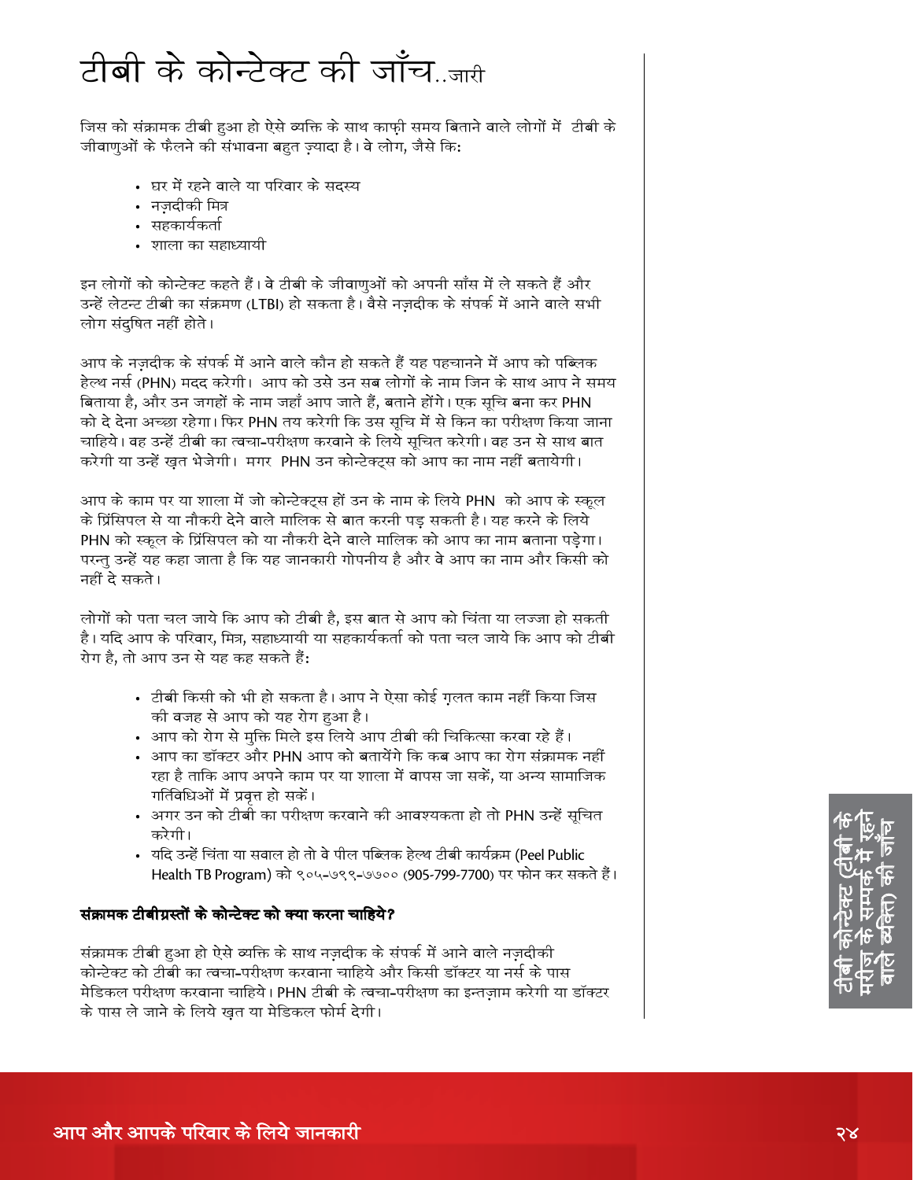# टीबी के कोन्टेक्ट की जाँच..जारी

जिस को संक्रामक टीबी हुआ हो ऐसे व्यक्ति के साथ काफ़ी समय बिताने वाले लोगों में टीबी के जीवाणुओं के फैलने की संभावना बहुत ज़्यादा है। वे लोग, जैसे कि:

- घर में रहने वाले या परिवार के सदस्य
- नज़दीकी मित्र
- सहकार्यकर्ता
- शाला का सहाध्यायी

इन लोगों को कोन्टेक्ट कहते हैं। वे टीबी के जीवाणुओं को अपनी साँस में ले सकते हैं और उन्हें लेटन्ट टीबी का संक्रमण (LTBI) हो सकता है। वैसे नज़दीक के संपर्क में आने वाले सभी लोग संदुषित नहीं होते।

आप के नज़दीक के संपर्क में आने वाले कौन हो सकते हैं यह पहचानने में आप को पब्लिक हेल्थ नर्स (PHN) मदद करेगी। आप को उसे उन सब लोगों के नाम जिन के साथ आप ने समय बिताया है, और उन जगहों के नाम जहाँ आप जाते हैं, बताने होंगे। एक सूचि बना कर PHN को दे देना अच्छा रहेगा। फिर PHN तय करेगी कि उस सूचि में से किन का परीक्षण किया जाना चाहिये। वह उन्हें टीबी का त्वचा-परीक्षण करवाने के लिये सूचित करेगी। वह उन से साथ बात करेगी या उन्हें ख़त भेजेगी। मगर PHN उन कोन्टेक्ट्स को आप का नाम नहीं बतायेगी।

आप के काम पर या शाला में जो कोन्टेक्ट्स हों उन के नाम के लिये PHN को आप के स्कूल के प्रिंसिपल से या नौकरी देने वाले मालिक से बात करनी पड़ सकती है। यह करने के लिये PHN को स्कूल के प्रिंसिपल को या नौकरी देने वाले मालिक को आप का नाम बताना पड़ेगा। परन्तु उन्हें यह कहा जाता है कि यह जानकारी गोपनीय है और वे आप का नाम और किसी को नहीं दे सकते।

लोगों को पता चल जाये कि आप को टीबी है, इस बात से आप को चिंता या लज्जा हो सकती है। यदि आप के परिवार, मित्र, सहाध्यायी या सहकार्यकर्ता को पता चल जाये कि आप को टीबी रोग है, तो आप उन से यह कह सकते हैं:

- टीबी किसी को भी हो सकता है। आप ने ऐसा कोई ग़लत काम नहीं किया जिस की वजह से आप को यह रोग हुआ है।
- आप को रोग से मुक्ति मिले इस लिये आप टीबी की चिकित्सा करवा रहे हैं।
- आप का डॉक्टर और PHN आप को बतायेंगे कि कब आप का रोग संक्रामक नहीं रहा है ताकि आप अपने काम पर या शाला में वापस जा सकें, या अन्य सामाजिक गतिविधिओं में प्रवृत्त हो सकें।
- अगर उन को टीबी का परीक्षण करवाने की आवश्यकता हो तो PHN उन्हें सूचित करेगी।
- यदि उन्हें चिंता या सवाल हो तो वे पील पब्लिक हेल्थ टीबी कार्यक्रम (Peel Public Health TB Program) को ९०५-७९९-७७०० (905-799-7700) पर फोन कर सकते हैं।

### संक्रामक टीबीग्रस्तों के कोन्टेक्ट को क्या करना चाहिये?

संक्रामक टीबी हुआ हो ऐसे व्यक्ति के साथ नज़दीक के संपर्क में आने वाले नज़दीकी कोन्टेक्ट को टीबी का त्वचा-परीक्षण करवाना चाहिये और किसी डॉक्टर या नर्स के पास मेडिकल परीक्षण करवाना चाहिये। PHN टीबी के त्वचा-परीक्षण का इन्तज़ाम करेगी या डॉक्टर के पास ले जाने के लिये ख़त या मेडिकल फोर्म देगी।